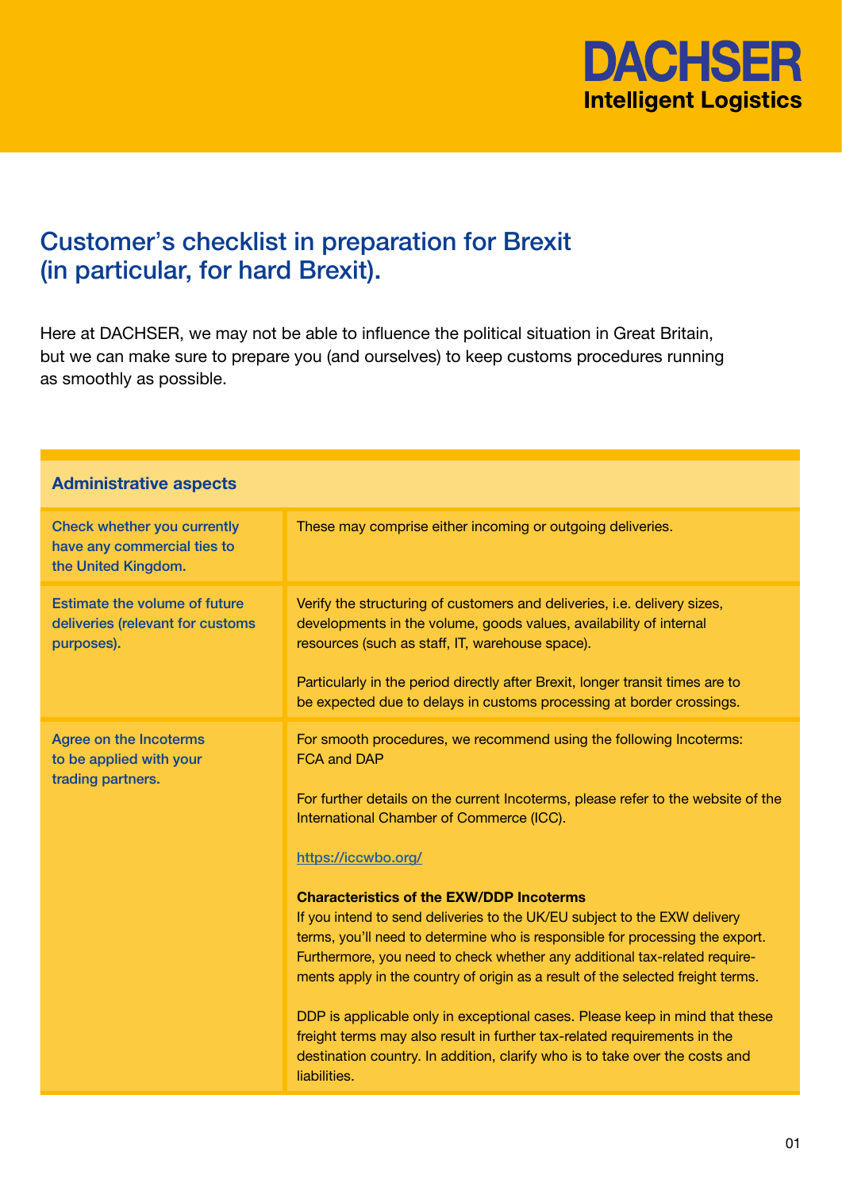DACHSER
Intelligent Logistics

# Customer's checklist in preparation for Brexit (in particular, for hard Brexit).

Here at DACHSER, we may not be able to influence the political situation in Great Britain, but we can make sure to prepare you (and ourselves) to keep customs procedures running as smoothly as possible.

| Administrative aspects | |
|---|---|
| Check whether you currently have any commercial ties to the United Kingdom. | These may comprise either incoming or outgoing deliveries. |
| Estimate the volume of future deliveries (relevant for customs purposes). | Verify the structuring of customers and deliveries, i.e. delivery sizes, developments in the volume, goods values, availability of internal resources (such as staff, IT, warehouse space).<br><br>Particularly in the period directly after Brexit, longer transit times are to be expected due to delays in customs processing at border crossings. |
| Agree on the Incoterms to be applied with your trading partners. | For smooth procedures, we recommend using the following Incoterms: FCA and DAP<br><br>For further details on the current Incoterms, please refer to the website of the International Chamber of Commerce (ICC).<br><br>https://iccwbo.org/<br><br>**Characteristics of the EXW/DDP Incoterms**<br>If you intend to send deliveries to the UK/EU subject to the EXW delivery terms, you'll need to determine who is responsible for processing the export. Furthermore, you need to check whether any additional tax-related requirements apply in the country of origin as a result of the selected freight terms.<br><br>DDP is applicable only in exceptional cases. Please keep in mind that these freight terms may also result in further tax-related requirements in the destination country. In addition, clarify who is to take over the costs and liabilities. |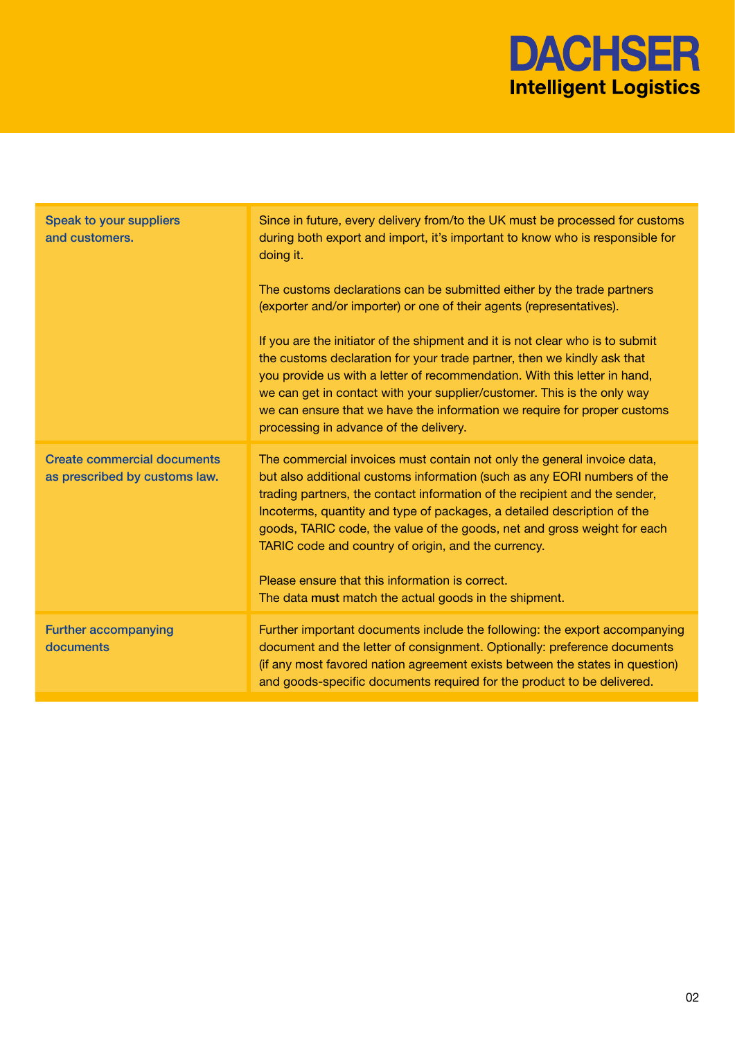| | |
|---|---|
| Speak to your suppliers and customers. | Since in future, every delivery from/to the UK must be processed for customs during both export and import, it's important to know who is responsible for doing it.<br><br>The customs declarations can be submitted either by the trade partners (exporter and/or importer) or one of their agents (representatives).<br><br>If you are the initiator of the shipment and it is not clear who is to submit the customs declaration for your trade partner, then we kindly ask that you provide us with a letter of recommendation. With this letter in hand, we can get in contact with your supplier/customer. This is the only way we can ensure that we have the information we require for proper customs processing in advance of the delivery. |
| Create commercial documents as prescribed by customs law. | The commercial invoices must contain not only the general invoice data, but also additional customs information (such as any EORI numbers of the trading partners, the contact information of the recipient and the sender, Incoterms, quantity and type of packages, a detailed description of the goods, TARIC code, the value of the goods, net and gross weight for each TARIC code and country of origin, and the currency.<br><br>Please ensure that this information is correct.<br>The data **must** match the actual goods in the shipment. |
| Further accompanying documents | Further important documents include the following: the export accompanying document and the letter of consignment. Optionally: preference documents (if any most favored nation agreement exists between the states in question) and goods-specific documents required for the product to be delivered. |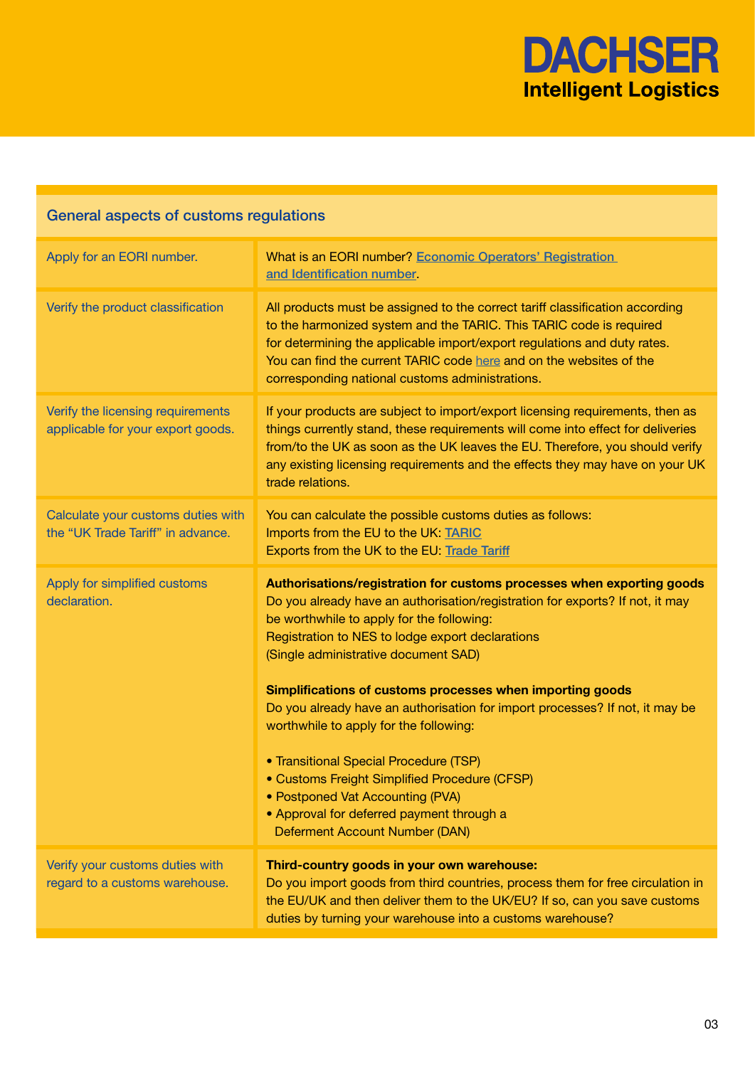## General aspects of customs regulations

| | |
|---|---|
| Apply for an EORI number. | What is an EORI number? Economic Operators' Registration and Identification number. |
| Verify the product classification | All products must be assigned to the correct tariff classification according to the harmonized system and the TARIC. This TARIC code is required for determining the applicable import/export regulations and duty rates. You can find the current TARIC code here and on the websites of the corresponding national customs administrations. |
| Verify the licensing requirements applicable for your export goods. | If your products are subject to import/export licensing requirements, then as things currently stand, these requirements will come into effect for deliveries from/to the UK as soon as the UK leaves the EU. Therefore, you should verify any existing licensing requirements and the effects they may have on your UK trade relations. |
| Calculate your customs duties with the "UK Trade Tariff" in advance. | You can calculate the possible customs duties as follows:<br>Imports from the EU to the UK: TARIC<br>Exports from the UK to the EU: Trade Tariff |
| Apply for simplified customs declaration. | **Authorisations/registration for customs processes when exporting goods**<br>Do you already have an authorisation/registration for exports? If not, it may be worthwhile to apply for the following:<br>Registration to NES to lodge export declarations<br>(Single administrative document SAD)<br><br>**Simplifications of customs processes when importing goods**<br>Do you already have an authorisation for import processes? If not, it may be worthwhile to apply for the following:<br><br>• Transitional Special Procedure (TSP)<br>• Customs Freight Simplified Procedure (CFSP)<br>• Postponed Vat Accounting (PVA)<br>• Approval for deferred payment through a Deferment Account Number (DAN) |
| Verify your customs duties with regard to a customs warehouse. | **Third-country goods in your own warehouse:**<br>Do you import goods from third countries, process them for free circulation in the EU/UK and then deliver them to the UK/EU? If so, can you save customs duties by turning your warehouse into a customs warehouse? |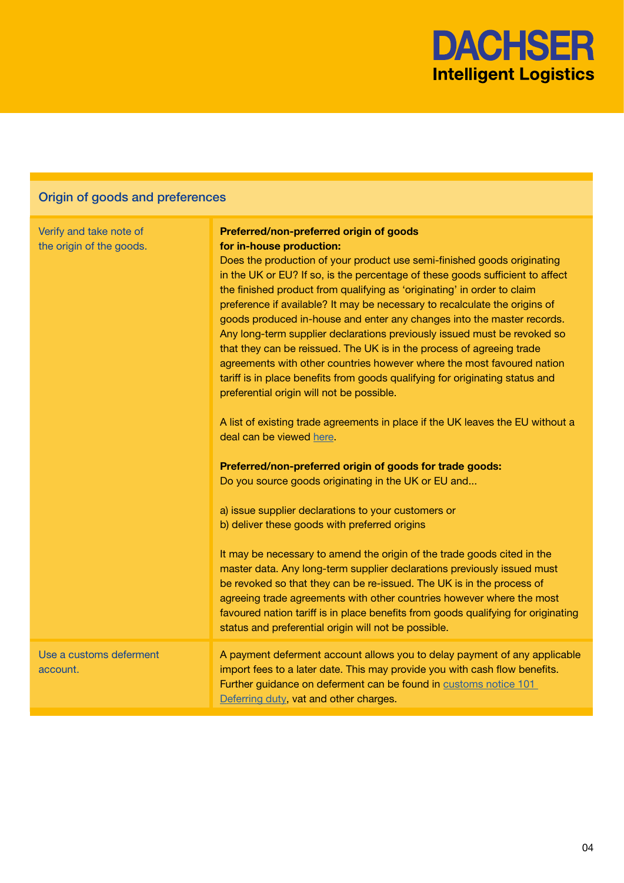DACHSER
Intelligent Logistics

## Origin of goods and preferences

| | |
|---|---|
| Verify and take note of the origin of the goods. | **Preferred/non-preferred origin of goods for in-house production:**<br>Does the production of your product use semi-finished goods originating in the UK or EU? If so, is the percentage of these goods sufficient to affect the finished product from qualifying as 'originating' in order to claim preference if available? It may be necessary to recalculate the origins of goods produced in-house and enter any changes into the master records. Any long-term supplier declarations previously issued must be revoked so that they can be reissued. The UK is in the process of agreeing trade agreements with other countries however where the most favoured nation tariff is in place benefits from goods qualifying for originating status and preferential origin will not be possible.<br><br>A list of existing trade agreements in place if the UK leaves the EU without a deal can be viewed here.<br><br>**Preferred/non-preferred origin of goods for trade goods:**<br>Do you source goods originating in the UK or EU and...<br><br>a) issue supplier declarations to your customers or<br>b) deliver these goods with preferred origins<br><br>It may be necessary to amend the origin of the trade goods cited in the master data. Any long-term supplier declarations previously issued must be revoked so that they can be re-issued. The UK is in the process of agreeing trade agreements with other countries however where the most favoured nation tariff is in place benefits from goods qualifying for originating status and preferential origin will not be possible. |
| Use a customs deferment account. | A payment deferment account allows you to delay payment of any applicable import fees to a later date. This may provide you with cash flow benefits. Further guidance on deferment can be found in customs notice 101 Deferring duty, vat and other charges. |